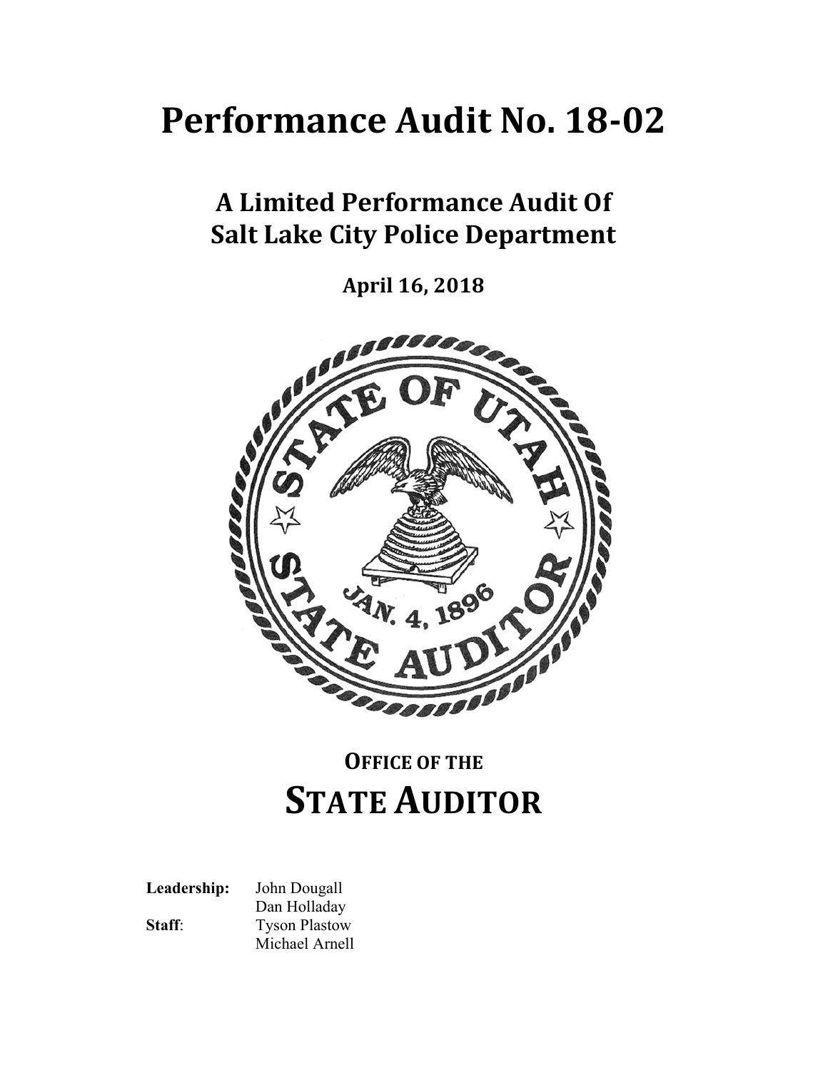# Performance Audit No. 18-02

## A Limited Performance Audit Of Salt Lake City Police Department

**April 16, 2018**

**OFFICE OF THE**

**STATE AUDITOR**

**Leadership:** John Dougall
Dan Holladay

**Staff**: Tyson Plastow
Michael Arnell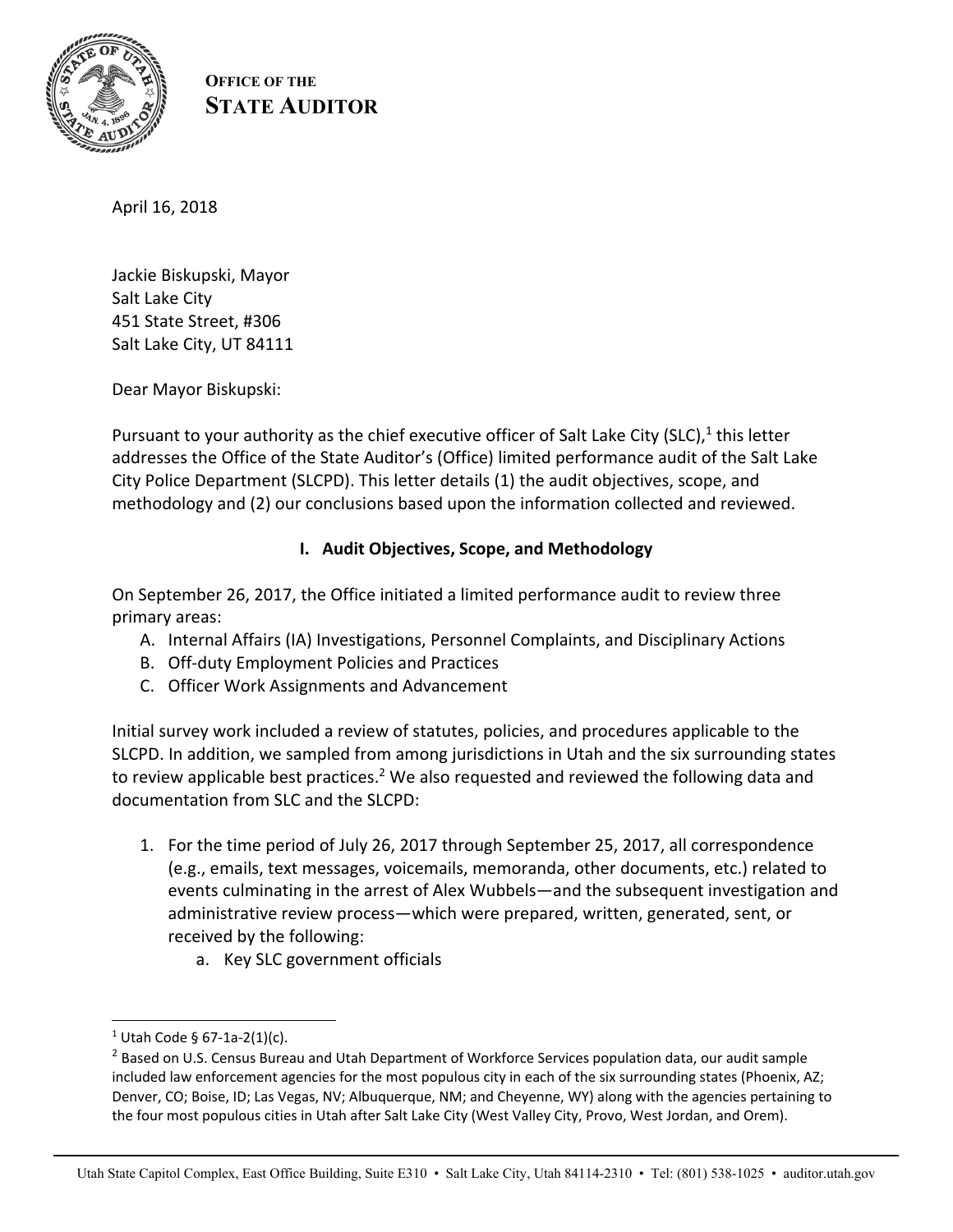**OFFICE OF THE STATE AUDITOR**

April 16, 2018

Jackie Biskupski, Mayor
Salt Lake City
451 State Street, #306
Salt Lake City, UT 84111

Dear Mayor Biskupski:

Pursuant to your authority as the chief executive officer of Salt Lake City (SLC),[1] this letter addresses the Office of the State Auditor's (Office) limited performance audit of the Salt Lake City Police Department (SLCPD). This letter details (1) the audit objectives, scope, and methodology and (2) our conclusions based upon the information collected and reviewed.

## I. Audit Objectives, Scope, and Methodology

On September 26, 2017, the Office initiated a limited performance audit to review three primary areas:

A. Internal Affairs (IA) Investigations, Personnel Complaints, and Disciplinary Actions
B. Off-duty Employment Policies and Practices
C. Officer Work Assignments and Advancement

Initial survey work included a review of statutes, policies, and procedures applicable to the SLCPD. In addition, we sampled from among jurisdictions in Utah and the six surrounding states to review applicable best practices.[2] We also requested and reviewed the following data and documentation from SLC and the SLCPD:

1. For the time period of July 26, 2017 through September 25, 2017, all correspondence (e.g., emails, text messages, voicemails, memoranda, other documents, etc.) related to events culminating in the arrest of Alex Wubbels—and the subsequent investigation and administrative review process—which were prepared, written, generated, sent, or received by the following:
    a. Key SLC government officials

---

[1] Utah Code § 67-1a-2(1)(c).

[2] Based on U.S. Census Bureau and Utah Department of Workforce Services population data, our audit sample included law enforcement agencies for the most populous city in each of the six surrounding states (Phoenix, AZ; Denver, CO; Boise, ID; Las Vegas, NV; Albuquerque, NM; and Cheyenne, WY) along with the agencies pertaining to the four most populous cities in Utah after Salt Lake City (West Valley City, Provo, West Jordan, and Orem).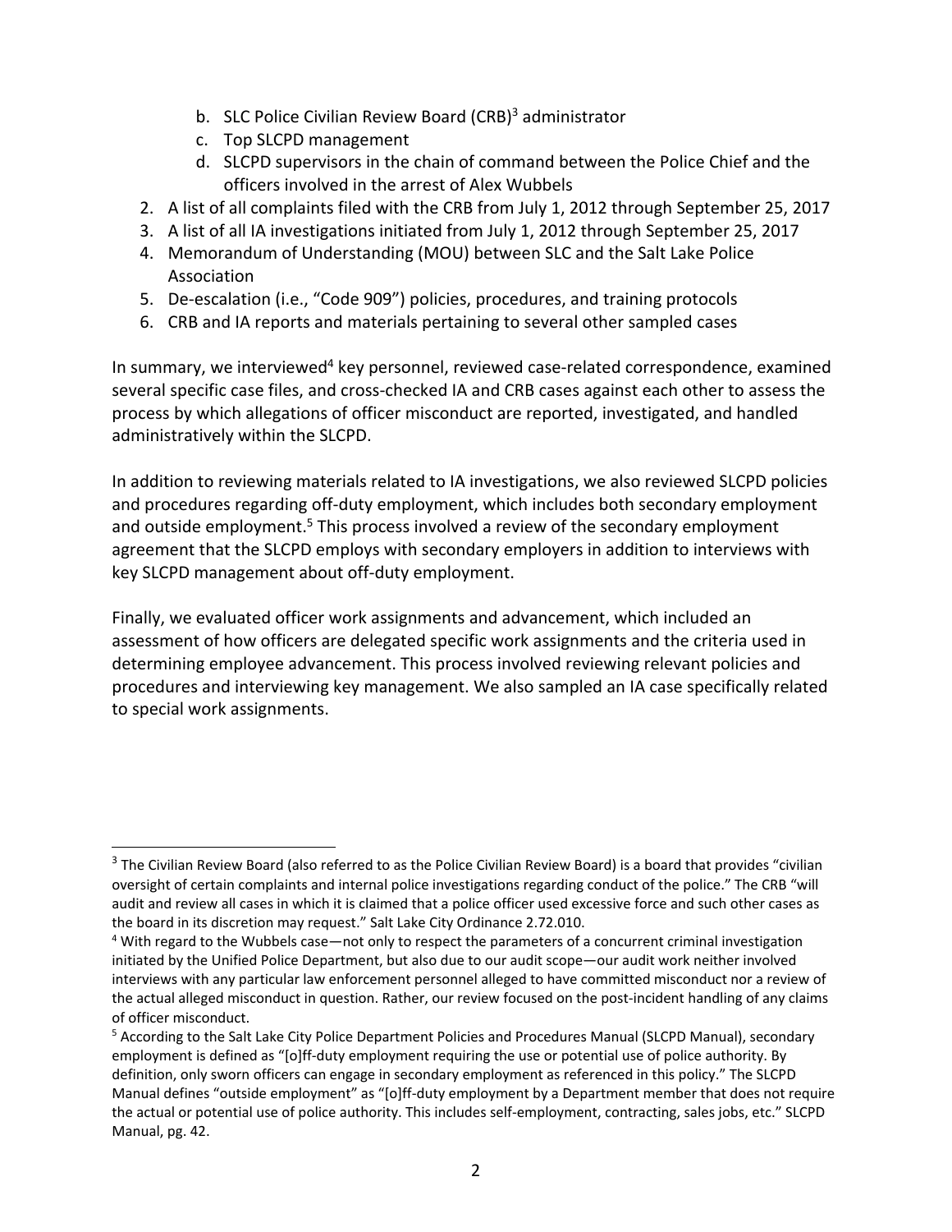b. SLC Police Civilian Review Board (CRB)[3] administrator
   c. Top SLCPD management
   d. SLCPD supervisors in the chain of command between the Police Chief and the officers involved in the arrest of Alex Wubbels
2. A list of all complaints filed with the CRB from July 1, 2012 through September 25, 2017
3. A list of all IA investigations initiated from July 1, 2012 through September 25, 2017
4. Memorandum of Understanding (MOU) between SLC and the Salt Lake Police Association
5. De-escalation (i.e., "Code 909") policies, procedures, and training protocols
6. CRB and IA reports and materials pertaining to several other sampled cases

In summary, we interviewed[4] key personnel, reviewed case-related correspondence, examined several specific case files, and cross-checked IA and CRB cases against each other to assess the process by which allegations of officer misconduct are reported, investigated, and handled administratively within the SLCPD.

In addition to reviewing materials related to IA investigations, we also reviewed SLCPD policies and procedures regarding off-duty employment, which includes both secondary employment and outside employment.[5] This process involved a review of the secondary employment agreement that the SLCPD employs with secondary employers in addition to interviews with key SLCPD management about off-duty employment.

Finally, we evaluated officer work assignments and advancement, which included an assessment of how officers are delegated specific work assignments and the criteria used in determining employee advancement. This process involved reviewing relevant policies and procedures and interviewing key management. We also sampled an IA case specifically related to special work assignments.

---

[3] The Civilian Review Board (also referred to as the Police Civilian Review Board) is a board that provides "civilian oversight of certain complaints and internal police investigations regarding conduct of the police." The CRB "will audit and review all cases in which it is claimed that a police officer used excessive force and such other cases as the board in its discretion may request." Salt Lake City Ordinance 2.72.010.

[4] With regard to the Wubbels case—not only to respect the parameters of a concurrent criminal investigation initiated by the Unified Police Department, but also due to our audit scope—our audit work neither involved interviews with any particular law enforcement personnel alleged to have committed misconduct nor a review of the actual alleged misconduct in question. Rather, our review focused on the post-incident handling of any claims of officer misconduct.

[5] According to the Salt Lake City Police Department Policies and Procedures Manual (SLCPD Manual), secondary employment is defined as "[o]ff-duty employment requiring the use or potential use of police authority. By definition, only sworn officers can engage in secondary employment as referenced in this policy." The SLCPD Manual defines "outside employment" as "[o]ff-duty employment by a Department member that does not require the actual or potential use of police authority. This includes self-employment, contracting, sales jobs, etc." SLCPD Manual, pg. 42.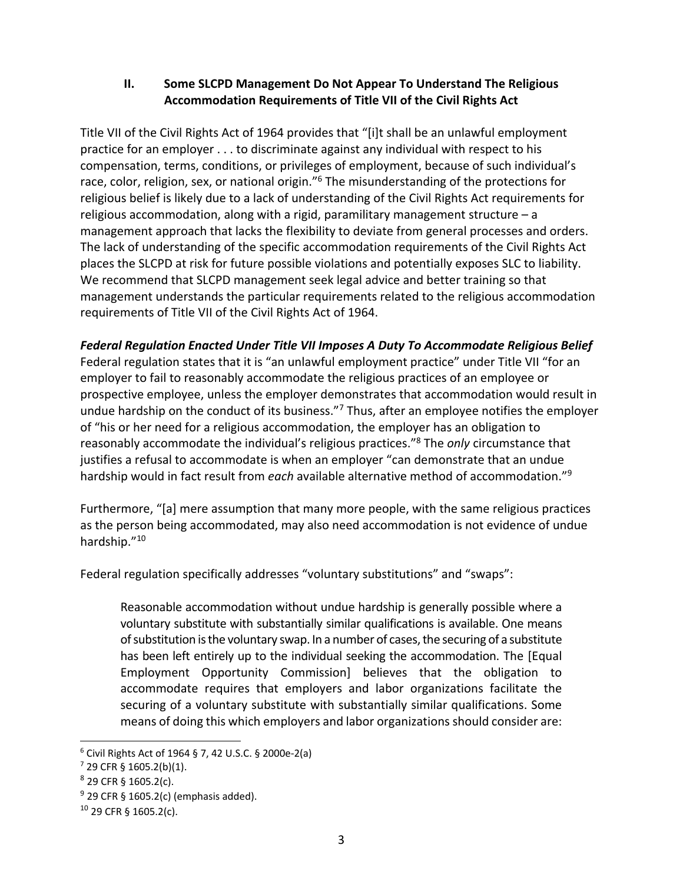### II. Some SLCPD Management Do Not Appear To Understand The Religious Accommodation Requirements of Title VII of the Civil Rights Act

Title VII of the Civil Rights Act of 1964 provides that "[i]t shall be an unlawful employment practice for an employer . . . to discriminate against any individual with respect to his compensation, terms, conditions, or privileges of employment, because of such individual's race, color, religion, sex, or national origin."[6] The misunderstanding of the protections for religious belief is likely due to a lack of understanding of the Civil Rights Act requirements for religious accommodation, along with a rigid, paramilitary management structure – a management approach that lacks the flexibility to deviate from general processes and orders. The lack of understanding of the specific accommodation requirements of the Civil Rights Act places the SLCPD at risk for future possible violations and potentially exposes SLC to liability. We recommend that SLCPD management seek legal advice and better training so that management understands the particular requirements related to the religious accommodation requirements of Title VII of the Civil Rights Act of 1964.

***Federal Regulation Enacted Under Title VII Imposes A Duty To Accommodate Religious Belief***

Federal regulation states that it is "an unlawful employment practice" under Title VII "for an employer to fail to reasonably accommodate the religious practices of an employee or prospective employee, unless the employer demonstrates that accommodation would result in undue hardship on the conduct of its business."[7] Thus, after an employee notifies the employer of "his or her need for a religious accommodation, the employer has an obligation to reasonably accommodate the individual's religious practices."[8] The *only* circumstance that justifies a refusal to accommodate is when an employer "can demonstrate that an undue hardship would in fact result from *each* available alternative method of accommodation."[9]

Furthermore, "[a] mere assumption that many more people, with the same religious practices as the person being accommodated, may also need accommodation is not evidence of undue hardship."[10]

Federal regulation specifically addresses "voluntary substitutions" and "swaps":

> Reasonable accommodation without undue hardship is generally possible where a voluntary substitute with substantially similar qualifications is available. One means of substitution is the voluntary swap. In a number of cases, the securing of a substitute has been left entirely up to the individual seeking the accommodation. The [Equal Employment Opportunity Commission] believes that the obligation to accommodate requires that employers and labor organizations facilitate the securing of a voluntary substitute with substantially similar qualifications. Some means of doing this which employers and labor organizations should consider are:

---

[6] Civil Rights Act of 1964 § 7, 42 U.S.C. § 2000e-2(a)

[7] 29 CFR § 1605.2(b)(1).

[8] 29 CFR § 1605.2(c).

[9] 29 CFR § 1605.2(c) (emphasis added).

[10] 29 CFR § 1605.2(c).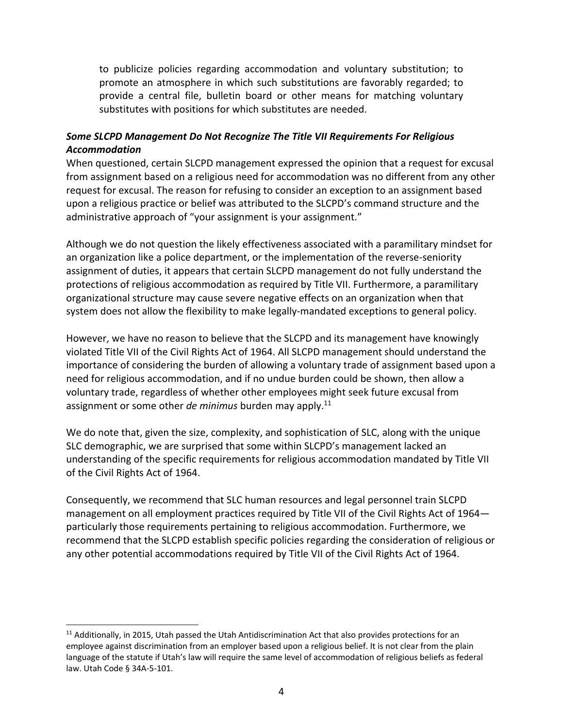> to publicize policies regarding accommodation and voluntary substitution; to promote an atmosphere in which such substitutions are favorably regarded; to provide a central file, bulletin board or other means for matching voluntary substitutes with positions for which substitutes are needed.

***Some SLCPD Management Do Not Recognize The Title VII Requirements For Religious Accommodation***

When questioned, certain SLCPD management expressed the opinion that a request for excusal from assignment based on a religious need for accommodation was no different from any other request for excusal. The reason for refusing to consider an exception to an assignment based upon a religious practice or belief was attributed to the SLCPD's command structure and the administrative approach of "your assignment is your assignment."

Although we do not question the likely effectiveness associated with a paramilitary mindset for an organization like a police department, or the implementation of the reverse-seniority assignment of duties, it appears that certain SLCPD management do not fully understand the protections of religious accommodation as required by Title VII. Furthermore, a paramilitary organizational structure may cause severe negative effects on an organization when that system does not allow the flexibility to make legally-mandated exceptions to general policy.

However, we have no reason to believe that the SLCPD and its management have knowingly violated Title VII of the Civil Rights Act of 1964. All SLCPD management should understand the importance of considering the burden of allowing a voluntary trade of assignment based upon a need for religious accommodation, and if no undue burden could be shown, then allow a voluntary trade, regardless of whether other employees might seek future excusal from assignment or some other *de minimus* burden may apply.[11]

We do note that, given the size, complexity, and sophistication of SLC, along with the unique SLC demographic, we are surprised that some within SLCPD's management lacked an understanding of the specific requirements for religious accommodation mandated by Title VII of the Civil Rights Act of 1964.

Consequently, we recommend that SLC human resources and legal personnel train SLCPD management on all employment practices required by Title VII of the Civil Rights Act of 1964—particularly those requirements pertaining to religious accommodation. Furthermore, we recommend that the SLCPD establish specific policies regarding the consideration of religious or any other potential accommodations required by Title VII of the Civil Rights Act of 1964.

---

[11] Additionally, in 2015, Utah passed the Utah Antidiscrimination Act that also provides protections for an employee against discrimination from an employer based upon a religious belief. It is not clear from the plain language of the statute if Utah's law will require the same level of accommodation of religious beliefs as federal law. Utah Code § 34A-5-101.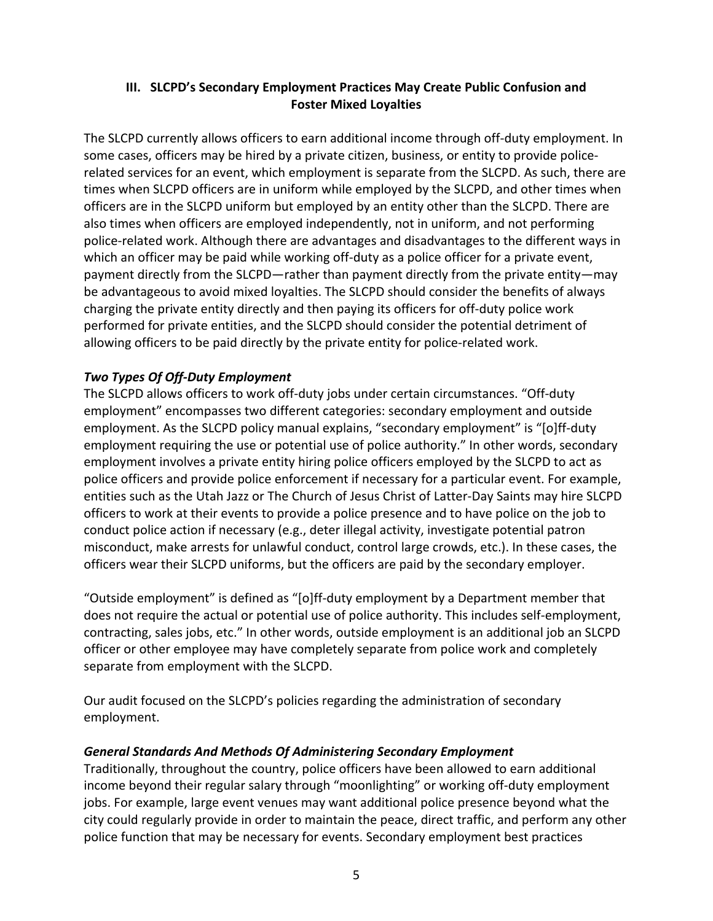## III. SLCPD's Secondary Employment Practices May Create Public Confusion and Foster Mixed Loyalties

The SLCPD currently allows officers to earn additional income through off-duty employment. In some cases, officers may be hired by a private citizen, business, or entity to provide police-related services for an event, which employment is separate from the SLCPD. As such, there are times when SLCPD officers are in uniform while employed by the SLCPD, and other times when officers are in the SLCPD uniform but employed by an entity other than the SLCPD. There are also times when officers are employed independently, not in uniform, and not performing police-related work. Although there are advantages and disadvantages to the different ways in which an officer may be paid while working off-duty as a police officer for a private event, payment directly from the SLCPD—rather than payment directly from the private entity—may be advantageous to avoid mixed loyalties. The SLCPD should consider the benefits of always charging the private entity directly and then paying its officers for off-duty police work performed for private entities, and the SLCPD should consider the potential detriment of allowing officers to be paid directly by the private entity for police-related work.

### *Two Types Of Off-Duty Employment*

The SLCPD allows officers to work off-duty jobs under certain circumstances. "Off-duty employment" encompasses two different categories: secondary employment and outside employment. As the SLCPD policy manual explains, "secondary employment" is "[o]ff-duty employment requiring the use or potential use of police authority." In other words, secondary employment involves a private entity hiring police officers employed by the SLCPD to act as police officers and provide police enforcement if necessary for a particular event. For example, entities such as the Utah Jazz or The Church of Jesus Christ of Latter-Day Saints may hire SLCPD officers to work at their events to provide a police presence and to have police on the job to conduct police action if necessary (e.g., deter illegal activity, investigate potential patron misconduct, make arrests for unlawful conduct, control large crowds, etc.). In these cases, the officers wear their SLCPD uniforms, but the officers are paid by the secondary employer.

"Outside employment" is defined as "[o]ff-duty employment by a Department member that does not require the actual or potential use of police authority. This includes self-employment, contracting, sales jobs, etc." In other words, outside employment is an additional job an SLCPD officer or other employee may have completely separate from police work and completely separate from employment with the SLCPD.

Our audit focused on the SLCPD's policies regarding the administration of secondary employment.

### *General Standards And Methods Of Administering Secondary Employment*

Traditionally, throughout the country, police officers have been allowed to earn additional income beyond their regular salary through "moonlighting" or working off-duty employment jobs. For example, large event venues may want additional police presence beyond what the city could regularly provide in order to maintain the peace, direct traffic, and perform any other police function that may be necessary for events. Secondary employment best practices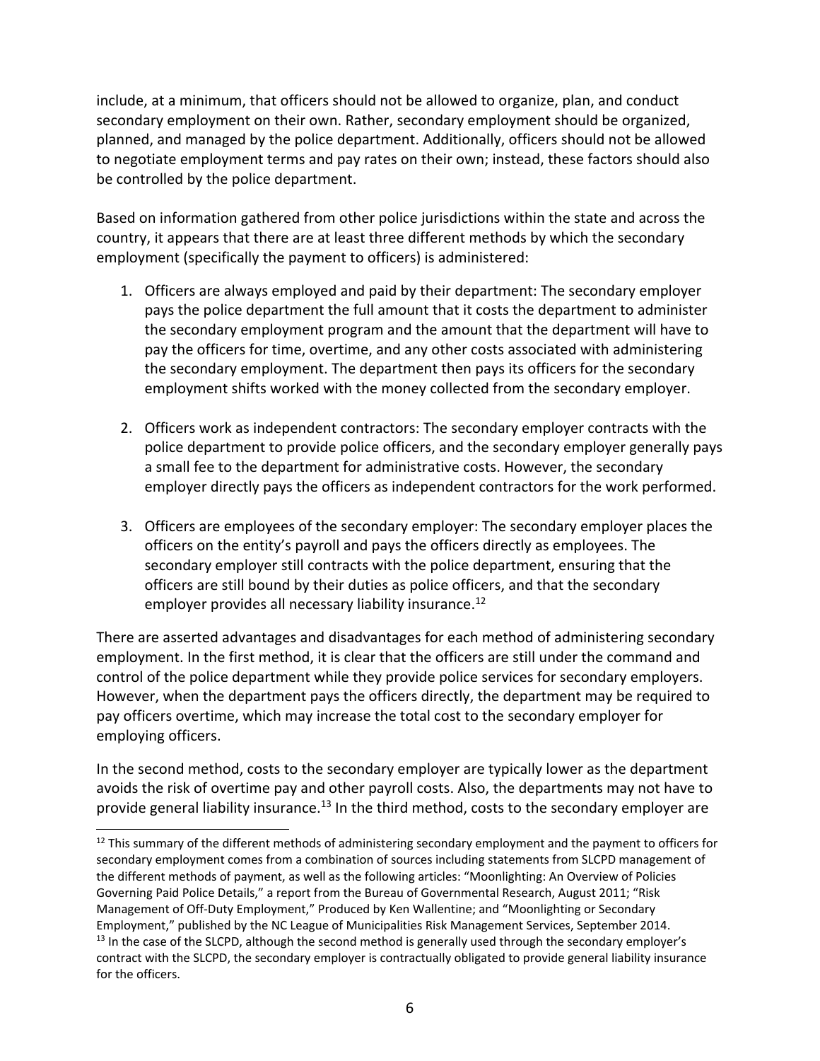include, at a minimum, that officers should not be allowed to organize, plan, and conduct secondary employment on their own. Rather, secondary employment should be organized, planned, and managed by the police department. Additionally, officers should not be allowed to negotiate employment terms and pay rates on their own; instead, these factors should also be controlled by the police department.

Based on information gathered from other police jurisdictions within the state and across the country, it appears that there are at least three different methods by which the secondary employment (specifically the payment to officers) is administered:

1. Officers are always employed and paid by their department: The secondary employer pays the police department the full amount that it costs the department to administer the secondary employment program and the amount that the department will have to pay the officers for time, overtime, and any other costs associated with administering the secondary employment. The department then pays its officers for the secondary employment shifts worked with the money collected from the secondary employer.

2. Officers work as independent contractors: The secondary employer contracts with the police department to provide police officers, and the secondary employer generally pays a small fee to the department for administrative costs. However, the secondary employer directly pays the officers as independent contractors for the work performed.

3. Officers are employees of the secondary employer: The secondary employer places the officers on the entity's payroll and pays the officers directly as employees. The secondary employer still contracts with the police department, ensuring that the officers are still bound by their duties as police officers, and that the secondary employer provides all necessary liability insurance.[12]

There are asserted advantages and disadvantages for each method of administering secondary employment. In the first method, it is clear that the officers are still under the command and control of the police department while they provide police services for secondary employers. However, when the department pays the officers directly, the department may be required to pay officers overtime, which may increase the total cost to the secondary employer for employing officers.

In the second method, costs to the secondary employer are typically lower as the department avoids the risk of overtime pay and other payroll costs. Also, the departments may not have to provide general liability insurance.[13] In the third method, costs to the secondary employer are

[12] This summary of the different methods of administering secondary employment and the payment to officers for secondary employment comes from a combination of sources including statements from SLCPD management of the different methods of payment, as well as the following articles: "Moonlighting: An Overview of Policies Governing Paid Police Details," a report from the Bureau of Governmental Research, August 2011; "Risk Management of Off-Duty Employment," Produced by Ken Wallentine; and "Moonlighting or Secondary Employment," published by the NC League of Municipalities Risk Management Services, September 2014.

[13] In the case of the SLCPD, although the second method is generally used through the secondary employer's contract with the SLCPD, the secondary employer is contractually obligated to provide general liability insurance for the officers.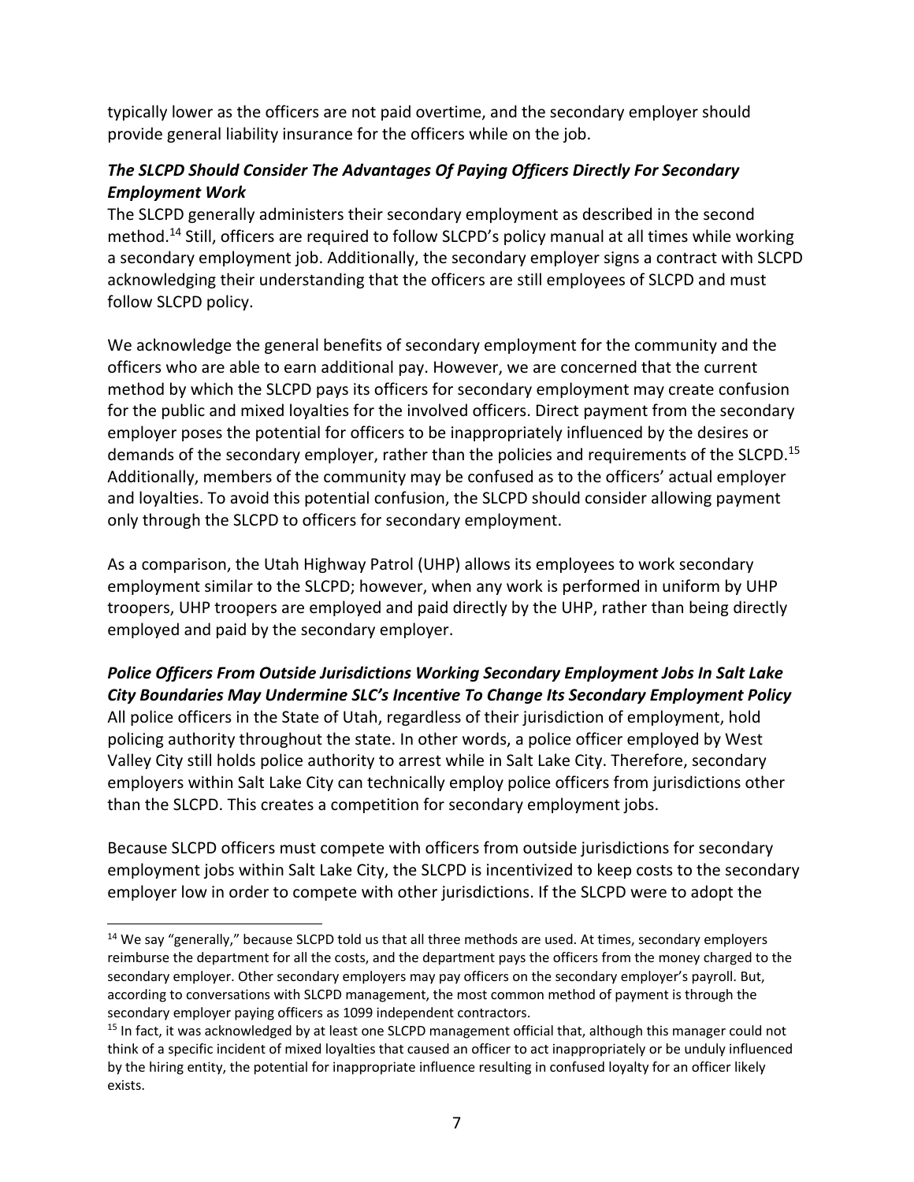typically lower as the officers are not paid overtime, and the secondary employer should provide general liability insurance for the officers while on the job.

### ***The SLCPD Should Consider The Advantages Of Paying Officers Directly For Secondary Employment Work***

The SLCPD generally administers their secondary employment as described in the second method.[14] Still, officers are required to follow SLCPD's policy manual at all times while working a secondary employment job. Additionally, the secondary employer signs a contract with SLCPD acknowledging their understanding that the officers are still employees of SLCPD and must follow SLCPD policy.

We acknowledge the general benefits of secondary employment for the community and the officers who are able to earn additional pay. However, we are concerned that the current method by which the SLCPD pays its officers for secondary employment may create confusion for the public and mixed loyalties for the involved officers. Direct payment from the secondary employer poses the potential for officers to be inappropriately influenced by the desires or demands of the secondary employer, rather than the policies and requirements of the SLCPD.[15] Additionally, members of the community may be confused as to the officers' actual employer and loyalties. To avoid this potential confusion, the SLCPD should consider allowing payment only through the SLCPD to officers for secondary employment.

As a comparison, the Utah Highway Patrol (UHP) allows its employees to work secondary employment similar to the SLCPD; however, when any work is performed in uniform by UHP troopers, UHP troopers are employed and paid directly by the UHP, rather than being directly employed and paid by the secondary employer.

### ***Police Officers From Outside Jurisdictions Working Secondary Employment Jobs In Salt Lake City Boundaries May Undermine SLC's Incentive To Change Its Secondary Employment Policy***

All police officers in the State of Utah, regardless of their jurisdiction of employment, hold policing authority throughout the state. In other words, a police officer employed by West Valley City still holds police authority to arrest while in Salt Lake City. Therefore, secondary employers within Salt Lake City can technically employ police officers from jurisdictions other than the SLCPD. This creates a competition for secondary employment jobs.

Because SLCPD officers must compete with officers from outside jurisdictions for secondary employment jobs within Salt Lake City, the SLCPD is incentivized to keep costs to the secondary employer low in order to compete with other jurisdictions. If the SLCPD were to adopt the

---

[14] We say "generally," because SLCPD told us that all three methods are used. At times, secondary employers reimburse the department for all the costs, and the department pays the officers from the money charged to the secondary employer. Other secondary employers may pay officers on the secondary employer's payroll. But, according to conversations with SLCPD management, the most common method of payment is through the secondary employer paying officers as 1099 independent contractors.

[15] In fact, it was acknowledged by at least one SLCPD management official that, although this manager could not think of a specific incident of mixed loyalties that caused an officer to act inappropriately or be unduly influenced by the hiring entity, the potential for inappropriate influence resulting in confused loyalty for an officer likely exists.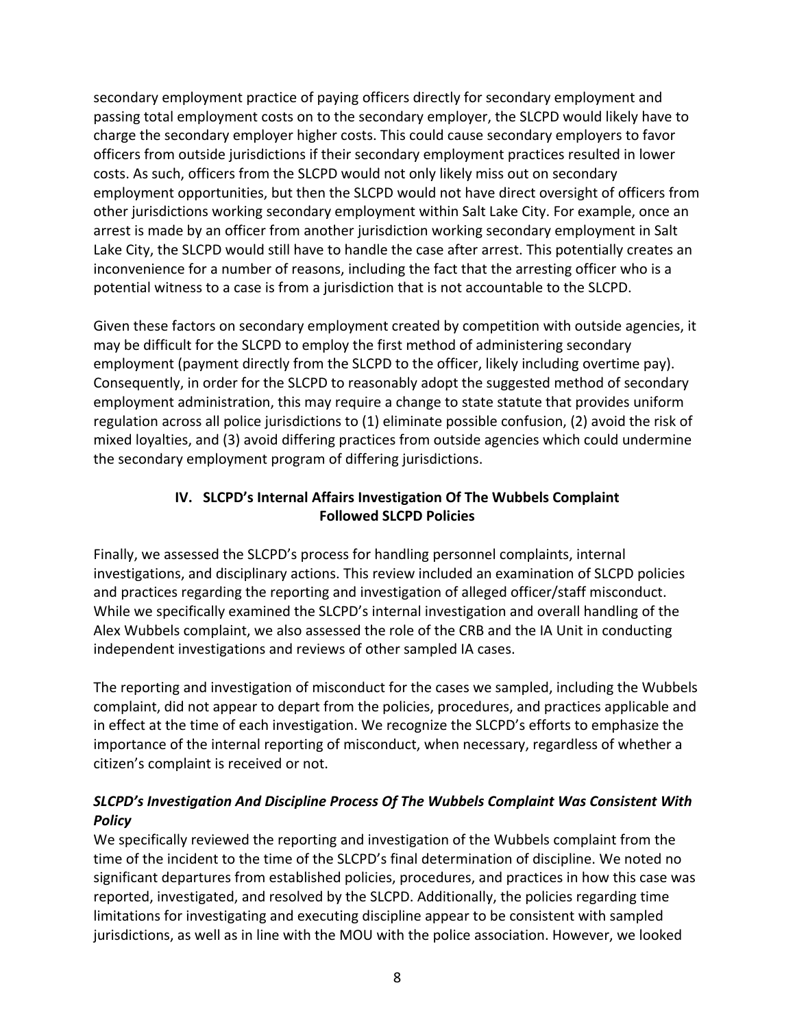secondary employment practice of paying officers directly for secondary employment and passing total employment costs on to the secondary employer, the SLCPD would likely have to charge the secondary employer higher costs. This could cause secondary employers to favor officers from outside jurisdictions if their secondary employment practices resulted in lower costs. As such, officers from the SLCPD would not only likely miss out on secondary employment opportunities, but then the SLCPD would not have direct oversight of officers from other jurisdictions working secondary employment within Salt Lake City. For example, once an arrest is made by an officer from another jurisdiction working secondary employment in Salt Lake City, the SLCPD would still have to handle the case after arrest. This potentially creates an inconvenience for a number of reasons, including the fact that the arresting officer who is a potential witness to a case is from a jurisdiction that is not accountable to the SLCPD.

Given these factors on secondary employment created by competition with outside agencies, it may be difficult for the SLCPD to employ the first method of administering secondary employment (payment directly from the SLCPD to the officer, likely including overtime pay). Consequently, in order for the SLCPD to reasonably adopt the suggested method of secondary employment administration, this may require a change to state statute that provides uniform regulation across all police jurisdictions to (1) eliminate possible confusion, (2) avoid the risk of mixed loyalties, and (3) avoid differing practices from outside agencies which could undermine the secondary employment program of differing jurisdictions.

## IV. SLCPD's Internal Affairs Investigation Of The Wubbels Complaint Followed SLCPD Policies

Finally, we assessed the SLCPD's process for handling personnel complaints, internal investigations, and disciplinary actions. This review included an examination of SLCPD policies and practices regarding the reporting and investigation of alleged officer/staff misconduct. While we specifically examined the SLCPD's internal investigation and overall handling of the Alex Wubbels complaint, we also assessed the role of the CRB and the IA Unit in conducting independent investigations and reviews of other sampled IA cases.

The reporting and investigation of misconduct for the cases we sampled, including the Wubbels complaint, did not appear to depart from the policies, procedures, and practices applicable and in effect at the time of each investigation. We recognize the SLCPD's efforts to emphasize the importance of the internal reporting of misconduct, when necessary, regardless of whether a citizen's complaint is received or not.

### *SLCPD's Investigation And Discipline Process Of The Wubbels Complaint Was Consistent With Policy*

We specifically reviewed the reporting and investigation of the Wubbels complaint from the time of the incident to the time of the SLCPD's final determination of discipline. We noted no significant departures from established policies, procedures, and practices in how this case was reported, investigated, and resolved by the SLCPD. Additionally, the policies regarding time limitations for investigating and executing discipline appear to be consistent with sampled jurisdictions, as well as in line with the MOU with the police association. However, we looked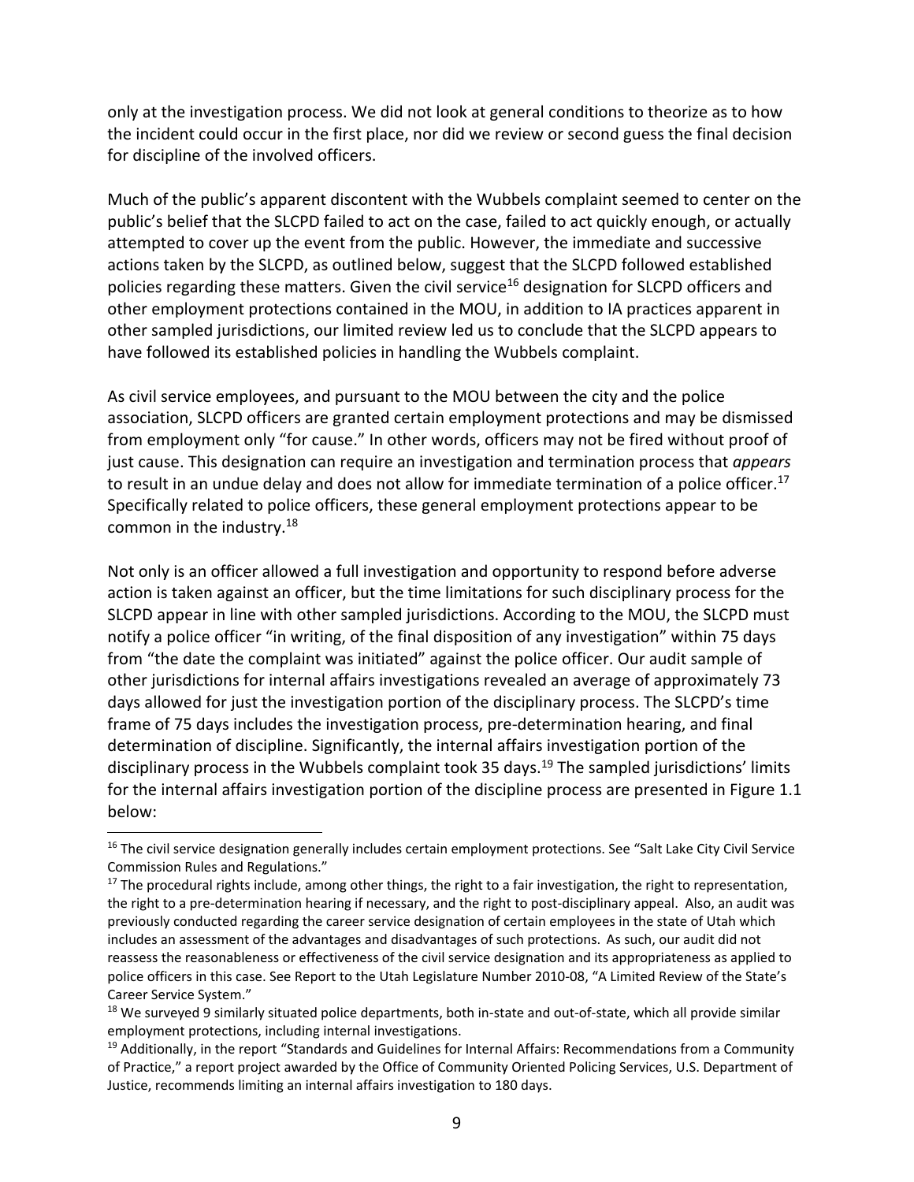only at the investigation process. We did not look at general conditions to theorize as to how the incident could occur in the first place, nor did we review or second guess the final decision for discipline of the involved officers.

Much of the public's apparent discontent with the Wubbels complaint seemed to center on the public's belief that the SLCPD failed to act on the case, failed to act quickly enough, or actually attempted to cover up the event from the public. However, the immediate and successive actions taken by the SLCPD, as outlined below, suggest that the SLCPD followed established policies regarding these matters. Given the civil service[16] designation for SLCPD officers and other employment protections contained in the MOU, in addition to IA practices apparent in other sampled jurisdictions, our limited review led us to conclude that the SLCPD appears to have followed its established policies in handling the Wubbels complaint.

As civil service employees, and pursuant to the MOU between the city and the police association, SLCPD officers are granted certain employment protections and may be dismissed from employment only "for cause." In other words, officers may not be fired without proof of just cause. This designation can require an investigation and termination process that *appears* to result in an undue delay and does not allow for immediate termination of a police officer.[17] Specifically related to police officers, these general employment protections appear to be common in the industry.[18]

Not only is an officer allowed a full investigation and opportunity to respond before adverse action is taken against an officer, but the time limitations for such disciplinary process for the SLCPD appear in line with other sampled jurisdictions. According to the MOU, the SLCPD must notify a police officer "in writing, of the final disposition of any investigation" within 75 days from "the date the complaint was initiated" against the police officer. Our audit sample of other jurisdictions for internal affairs investigations revealed an average of approximately 73 days allowed for just the investigation portion of the disciplinary process. The SLCPD's time frame of 75 days includes the investigation process, pre-determination hearing, and final determination of discipline. Significantly, the internal affairs investigation portion of the disciplinary process in the Wubbels complaint took 35 days.[19] The sampled jurisdictions' limits for the internal affairs investigation portion of the discipline process are presented in Figure 1.1 below:

---

[16] The civil service designation generally includes certain employment protections. See "Salt Lake City Civil Service Commission Rules and Regulations."

[17] The procedural rights include, among other things, the right to a fair investigation, the right to representation, the right to a pre-determination hearing if necessary, and the right to post-disciplinary appeal. Also, an audit was previously conducted regarding the career service designation of certain employees in the state of Utah which includes an assessment of the advantages and disadvantages of such protections. As such, our audit did not reassess the reasonableness or effectiveness of the civil service designation and its appropriateness as applied to police officers in this case. See Report to the Utah Legislature Number 2010-08, "A Limited Review of the State's Career Service System."

[18] We surveyed 9 similarly situated police departments, both in-state and out-of-state, which all provide similar employment protections, including internal investigations.

[19] Additionally, in the report "Standards and Guidelines for Internal Affairs: Recommendations from a Community of Practice," a report project awarded by the Office of Community Oriented Policing Services, U.S. Department of Justice, recommends limiting an internal affairs investigation to 180 days.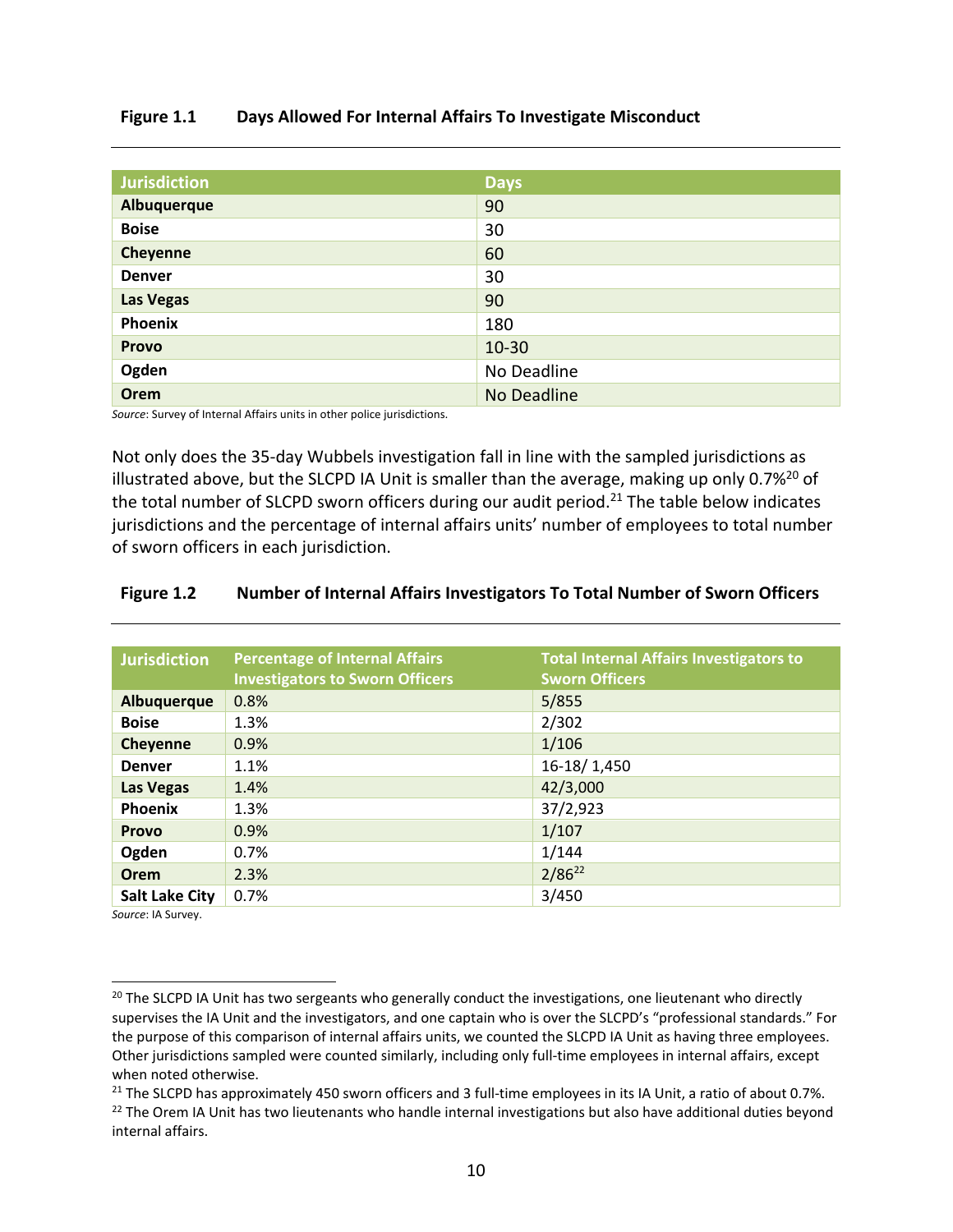**Figure 1.1 Days Allowed For Internal Affairs To Investigate Misconduct**

| Jurisdiction | Days |
|---|---|
| **Albuquerque** | 90 |
| **Boise** | 30 |
| **Cheyenne** | 60 |
| **Denver** | 30 |
| **Las Vegas** | 90 |
| **Phoenix** | 180 |
| **Provo** | 10-30 |
| **Ogden** | No Deadline |
| **Orem** | No Deadline |

*Source*: Survey of Internal Affairs units in other police jurisdictions.

Not only does the 35-day Wubbels investigation fall in line with the sampled jurisdictions as illustrated above, but the SLCPD IA Unit is smaller than the average, making up only 0.7%[20] of the total number of SLCPD sworn officers during our audit period.[21] The table below indicates jurisdictions and the percentage of internal affairs units' number of employees to total number of sworn officers in each jurisdiction.

**Figure 1.2 Number of Internal Affairs Investigators To Total Number of Sworn Officers**

| Jurisdiction | Percentage of Internal Affairs Investigators to Sworn Officers | Total Internal Affairs Investigators to Sworn Officers |
|---|---|---|
| **Albuquerque** | 0.8% | 5/855 |
| **Boise** | 1.3% | 2/302 |
| **Cheyenne** | 0.9% | 1/106 |
| **Denver** | 1.1% | 16-18/ 1,450 |
| **Las Vegas** | 1.4% | 42/3,000 |
| **Phoenix** | 1.3% | 37/2,923 |
| **Provo** | 0.9% | 1/107 |
| **Ogden** | 0.7% | 1/144 |
| **Orem** | 2.3% | 2/86[22] |
| **Salt Lake City** | 0.7% | 3/450 |

*Source*: IA Survey.

[20] The SLCPD IA Unit has two sergeants who generally conduct the investigations, one lieutenant who directly supervises the IA Unit and the investigators, and one captain who is over the SLCPD's "professional standards." For the purpose of this comparison of internal affairs units, we counted the SLCPD IA Unit as having three employees. Other jurisdictions sampled were counted similarly, including only full-time employees in internal affairs, except when noted otherwise.

[21] The SLCPD has approximately 450 sworn officers and 3 full-time employees in its IA Unit, a ratio of about 0.7%.

[22] The Orem IA Unit has two lieutenants who handle internal investigations but also have additional duties beyond internal affairs.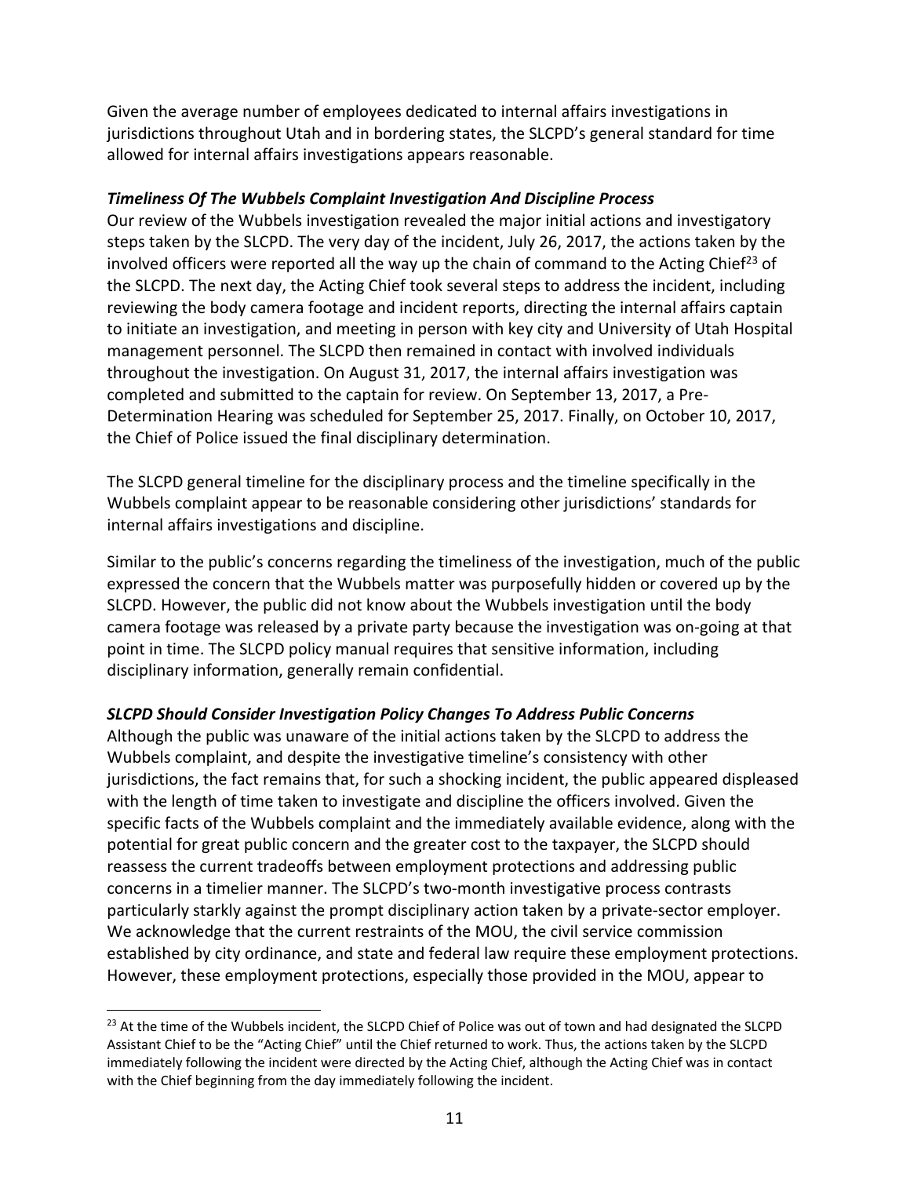Given the average number of employees dedicated to internal affairs investigations in jurisdictions throughout Utah and in bordering states, the SLCPD's general standard for time allowed for internal affairs investigations appears reasonable.

***Timeliness Of The Wubbels Complaint Investigation And Discipline Process***

Our review of the Wubbels investigation revealed the major initial actions and investigatory steps taken by the SLCPD. The very day of the incident, July 26, 2017, the actions taken by the involved officers were reported all the way up the chain of command to the Acting Chief[23] of the SLCPD. The next day, the Acting Chief took several steps to address the incident, including reviewing the body camera footage and incident reports, directing the internal affairs captain to initiate an investigation, and meeting in person with key city and University of Utah Hospital management personnel. The SLCPD then remained in contact with involved individuals throughout the investigation. On August 31, 2017, the internal affairs investigation was completed and submitted to the captain for review. On September 13, 2017, a Pre-Determination Hearing was scheduled for September 25, 2017. Finally, on October 10, 2017, the Chief of Police issued the final disciplinary determination.

The SLCPD general timeline for the disciplinary process and the timeline specifically in the Wubbels complaint appear to be reasonable considering other jurisdictions' standards for internal affairs investigations and discipline.

Similar to the public's concerns regarding the timeliness of the investigation, much of the public expressed the concern that the Wubbels matter was purposefully hidden or covered up by the SLCPD. However, the public did not know about the Wubbels investigation until the body camera footage was released by a private party because the investigation was on-going at that point in time. The SLCPD policy manual requires that sensitive information, including disciplinary information, generally remain confidential.

***SLCPD Should Consider Investigation Policy Changes To Address Public Concerns***

Although the public was unaware of the initial actions taken by the SLCPD to address the Wubbels complaint, and despite the investigative timeline's consistency with other jurisdictions, the fact remains that, for such a shocking incident, the public appeared displeased with the length of time taken to investigate and discipline the officers involved. Given the specific facts of the Wubbels complaint and the immediately available evidence, along with the potential for great public concern and the greater cost to the taxpayer, the SLCPD should reassess the current tradeoffs between employment protections and addressing public concerns in a timelier manner. The SLCPD's two-month investigative process contrasts particularly starkly against the prompt disciplinary action taken by a private-sector employer. We acknowledge that the current restraints of the MOU, the civil service commission established by city ordinance, and state and federal law require these employment protections. However, these employment protections, especially those provided in the MOU, appear to

---

[23] At the time of the Wubbels incident, the SLCPD Chief of Police was out of town and had designated the SLCPD Assistant Chief to be the "Acting Chief" until the Chief returned to work. Thus, the actions taken by the SLCPD immediately following the incident were directed by the Acting Chief, although the Acting Chief was in contact with the Chief beginning from the day immediately following the incident.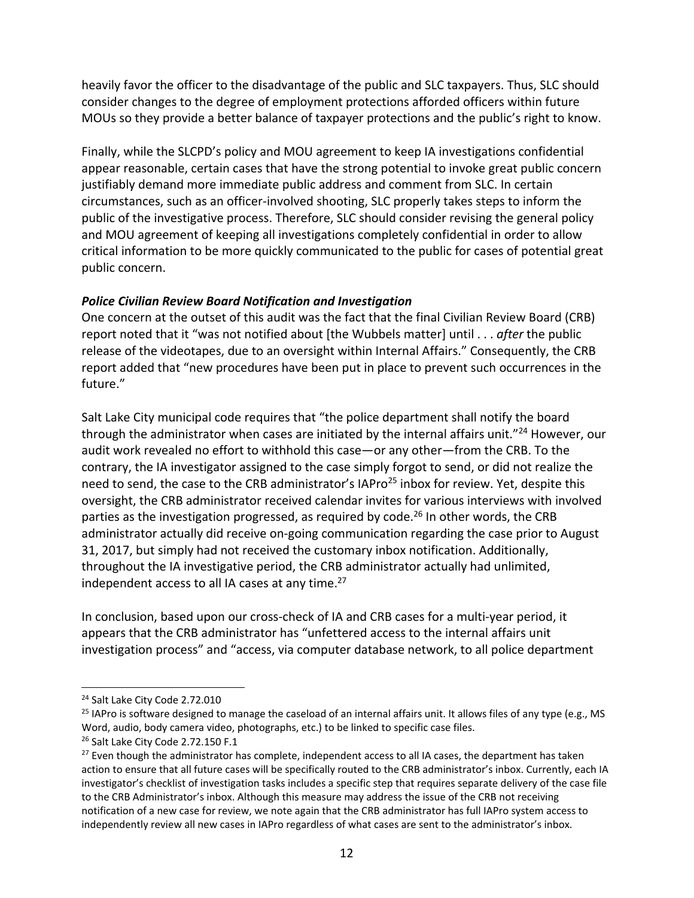heavily favor the officer to the disadvantage of the public and SLC taxpayers. Thus, SLC should consider changes to the degree of employment protections afforded officers within future MOUs so they provide a better balance of taxpayer protections and the public's right to know.

Finally, while the SLCPD's policy and MOU agreement to keep IA investigations confidential appear reasonable, certain cases that have the strong potential to invoke great public concern justifiably demand more immediate public address and comment from SLC. In certain circumstances, such as an officer-involved shooting, SLC properly takes steps to inform the public of the investigative process. Therefore, SLC should consider revising the general policy and MOU agreement of keeping all investigations completely confidential in order to allow critical information to be more quickly communicated to the public for cases of potential great public concern.

### *Police Civilian Review Board Notification and Investigation*

One concern at the outset of this audit was the fact that the final Civilian Review Board (CRB) report noted that it "was not notified about [the Wubbels matter] until . . . *after* the public release of the videotapes, due to an oversight within Internal Affairs." Consequently, the CRB report added that "new procedures have been put in place to prevent such occurrences in the future."

Salt Lake City municipal code requires that "the police department shall notify the board through the administrator when cases are initiated by the internal affairs unit."[24] However, our audit work revealed no effort to withhold this case—or any other—from the CRB. To the contrary, the IA investigator assigned to the case simply forgot to send, or did not realize the need to send, the case to the CRB administrator's IAPro[25] inbox for review. Yet, despite this oversight, the CRB administrator received calendar invites for various interviews with involved parties as the investigation progressed, as required by code.[26] In other words, the CRB administrator actually did receive on-going communication regarding the case prior to August 31, 2017, but simply had not received the customary inbox notification. Additionally, throughout the IA investigative period, the CRB administrator actually had unlimited, independent access to all IA cases at any time.[27]

In conclusion, based upon our cross-check of IA and CRB cases for a multi-year period, it appears that the CRB administrator has "unfettered access to the internal affairs unit investigation process" and "access, via computer database network, to all police department

---

[24] Salt Lake City Code 2.72.010

[25] IAPro is software designed to manage the caseload of an internal affairs unit. It allows files of any type (e.g., MS Word, audio, body camera video, photographs, etc.) to be linked to specific case files.

[26] Salt Lake City Code 2.72.150 F.1

[27] Even though the administrator has complete, independent access to all IA cases, the department has taken action to ensure that all future cases will be specifically routed to the CRB administrator's inbox. Currently, each IA investigator's checklist of investigation tasks includes a specific step that requires separate delivery of the case file to the CRB Administrator's inbox. Although this measure may address the issue of the CRB not receiving notification of a new case for review, we note again that the CRB administrator has full IAPro system access to independently review all new cases in IAPro regardless of what cases are sent to the administrator's inbox.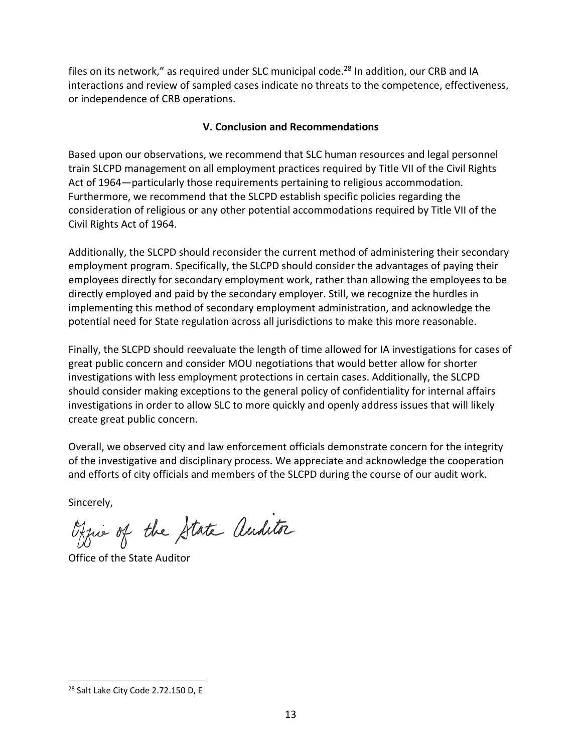files on its network," as required under SLC municipal code.[28] In addition, our CRB and IA interactions and review of sampled cases indicate no threats to the competence, effectiveness, or independence of CRB operations.

## V. Conclusion and Recommendations

Based upon our observations, we recommend that SLC human resources and legal personnel train SLCPD management on all employment practices required by Title VII of the Civil Rights Act of 1964—particularly those requirements pertaining to religious accommodation. Furthermore, we recommend that the SLCPD establish specific policies regarding the consideration of religious or any other potential accommodations required by Title VII of the Civil Rights Act of 1964.

Additionally, the SLCPD should reconsider the current method of administering their secondary employment program. Specifically, the SLCPD should consider the advantages of paying their employees directly for secondary employment work, rather than allowing the employees to be directly employed and paid by the secondary employer. Still, we recognize the hurdles in implementing this method of secondary employment administration, and acknowledge the potential need for State regulation across all jurisdictions to make this more reasonable.

Finally, the SLCPD should reevaluate the length of time allowed for IA investigations for cases of great public concern and consider MOU negotiations that would better allow for shorter investigations with less employment protections in certain cases. Additionally, the SLCPD should consider making exceptions to the general policy of confidentiality for internal affairs investigations in order to allow SLC to more quickly and openly address issues that will likely create great public concern.

Overall, we observed city and law enforcement officials demonstrate concern for the integrity of the investigative and disciplinary process. We appreciate and acknowledge the cooperation and efforts of city officials and members of the SLCPD during the course of our audit work.

Sincerely,

*Office of the State Auditor*

Office of the State Auditor

---

[28] Salt Lake City Code 2.72.150 D, E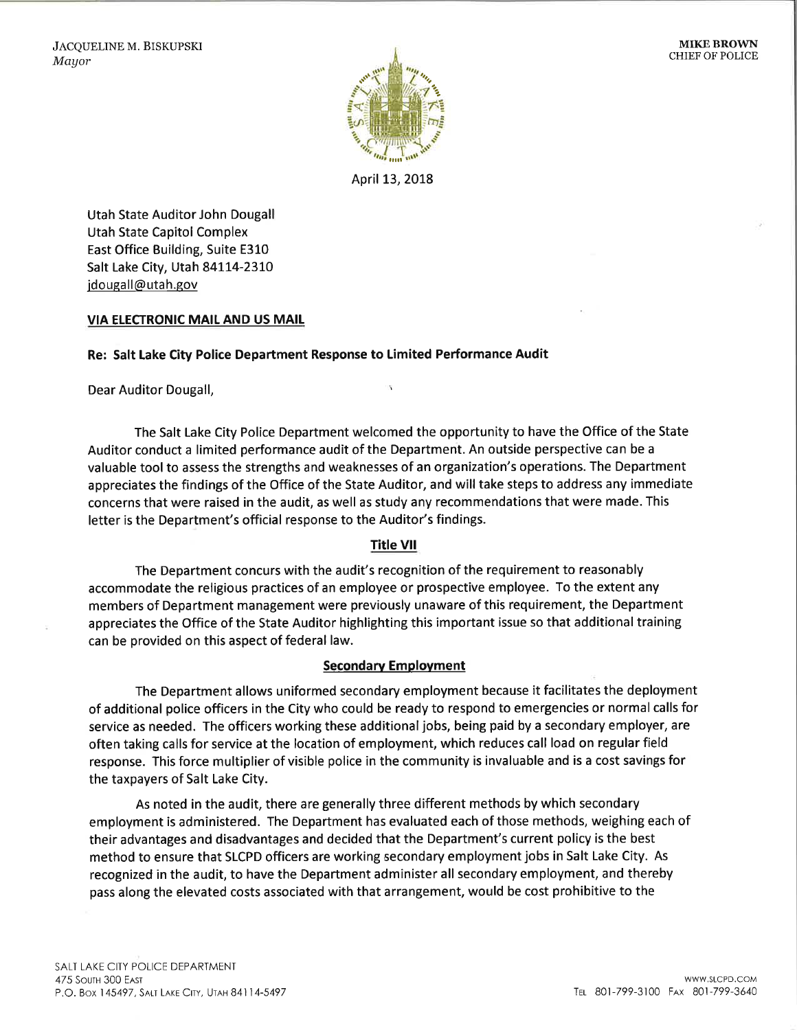JACQUELINE M. BISKUPSKI
*Mayor*

**MIKE BROWN**
CHIEF OF POLICE

April 13, 2018

Utah State Auditor John Dougall
Utah State Capitol Complex
East Office Building, Suite E310
Salt Lake City, Utah 84114-2310
jdougall@utah.gov

**VIA ELECTRONIC MAIL AND US MAIL**

**Re: Salt Lake City Police Department Response to Limited Performance Audit**

Dear Auditor Dougall,

The Salt Lake City Police Department welcomed the opportunity to have the Office of the State Auditor conduct a limited performance audit of the Department. An outside perspective can be a valuable tool to assess the strengths and weaknesses of an organization's operations. The Department appreciates the findings of the Office of the State Auditor, and will take steps to address any immediate concerns that were raised in the audit, as well as study any recommendations that were made. This letter is the Department's official response to the Auditor's findings.

**Title VII**

The Department concurs with the audit's recognition of the requirement to reasonably accommodate the religious practices of an employee or prospective employee. To the extent any members of Department management were previously unaware of this requirement, the Department appreciates the Office of the State Auditor highlighting this important issue so that additional training can be provided on this aspect of federal law.

**Secondary Employment**

The Department allows uniformed secondary employment because it facilitates the deployment of additional police officers in the City who could be ready to respond to emergencies or normal calls for service as needed. The officers working these additional jobs, being paid by a secondary employer, are often taking calls for service at the location of employment, which reduces call load on regular field response. This force multiplier of visible police in the community is invaluable and is a cost savings for the taxpayers of Salt Lake City.

As noted in the audit, there are generally three different methods by which secondary employment is administered. The Department has evaluated each of those methods, weighing each of their advantages and disadvantages and decided that the Department's current policy is the best method to ensure that SLCPD officers are working secondary employment jobs in Salt Lake City. As recognized in the audit, to have the Department administer all secondary employment, and thereby pass along the elevated costs associated with that arrangement, would be cost prohibitive to the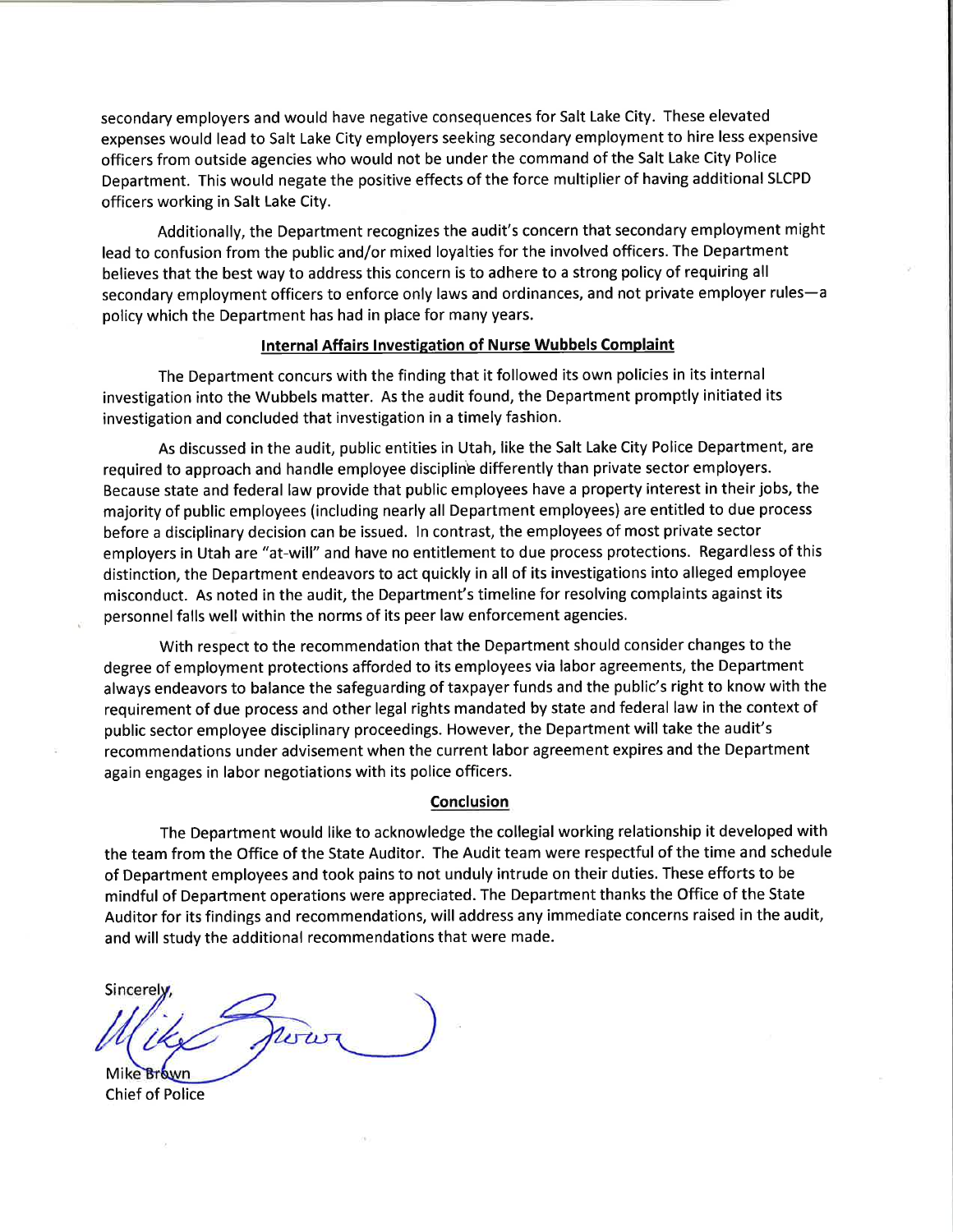secondary employers and would have negative consequences for Salt Lake City. These elevated expenses would lead to Salt Lake City employers seeking secondary employment to hire less expensive officers from outside agencies who would not be under the command of the Salt Lake City Police Department. This would negate the positive effects of the force multiplier of having additional SLCPD officers working in Salt Lake City.

Additionally, the Department recognizes the audit's concern that secondary employment might lead to confusion from the public and/or mixed loyalties for the involved officers. The Department believes that the best way to address this concern is to adhere to a strong policy of requiring all secondary employment officers to enforce only laws and ordinances, and not private employer rules—a policy which the Department has had in place for many years.

**Internal Affairs Investigation of Nurse Wubbels Complaint**

The Department concurs with the finding that it followed its own policies in its internal investigation into the Wubbels matter. As the audit found, the Department promptly initiated its investigation and concluded that investigation in a timely fashion.

As discussed in the audit, public entities in Utah, like the Salt Lake City Police Department, are required to approach and handle employee discipline differently than private sector employers. Because state and federal law provide that public employees have a property interest in their jobs, the majority of public employees (including nearly all Department employees) are entitled to due process before a disciplinary decision can be issued. In contrast, the employees of most private sector employers in Utah are "at-will" and have no entitlement to due process protections. Regardless of this distinction, the Department endeavors to act quickly in all of its investigations into alleged employee misconduct. As noted in the audit, the Department's timeline for resolving complaints against its personnel falls well within the norms of its peer law enforcement agencies.

With respect to the recommendation that the Department should consider changes to the degree of employment protections afforded to its employees via labor agreements, the Department always endeavors to balance the safeguarding of taxpayer funds and the public's right to know with the requirement of due process and other legal rights mandated by state and federal law in the context of public sector employee disciplinary proceedings. However, the Department will take the audit's recommendations under advisement when the current labor agreement expires and the Department again engages in labor negotiations with its police officers.

**Conclusion**

The Department would like to acknowledge the collegial working relationship it developed with the team from the Office of the State Auditor. The Audit team were respectful of the time and schedule of Department employees and took pains to not unduly intrude on their duties. These efforts to be mindful of Department operations were appreciated. The Department thanks the Office of the State Auditor for its findings and recommendations, will address any immediate concerns raised in the audit, and will study the additional recommendations that were made.

Sincerely,

Mike Brown
Chief of Police